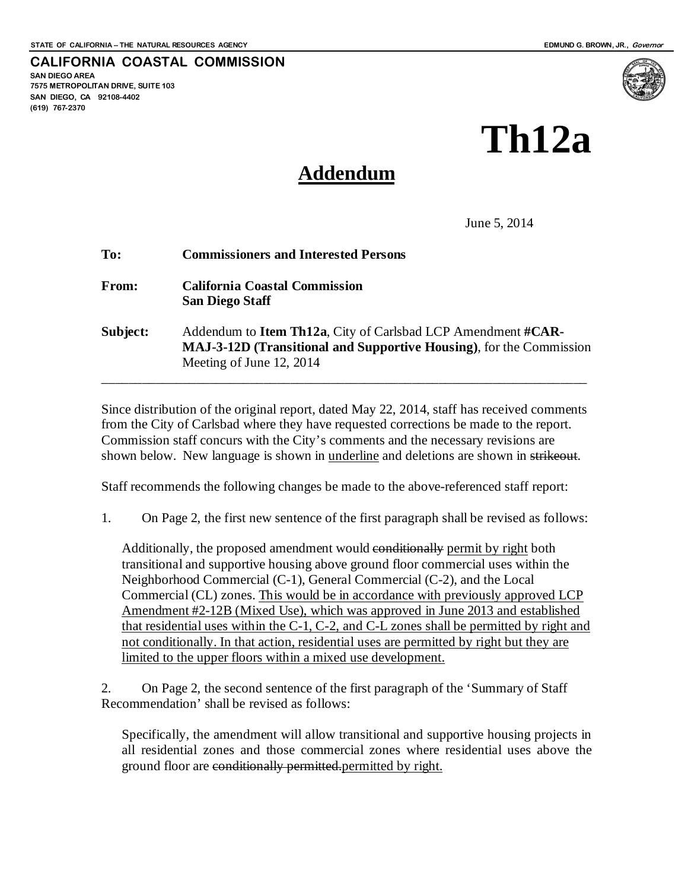STATE OF CALIFORNIA -- THE NATURAL RESOURCES AGENCY — EDMUND G. BROWN, JR., *Governor*

**CALIFORNIA COASTAL COMMISSION**
SAN DIEGO AREA
7575 METROPOLITAN DRIVE, SUITE 103
SAN DIEGO, CA 92108-4402
(619) 767-2370

# Th12a

## Addendum

June 5, 2014

**To:** **Commissioners and Interested Persons**

**From:** **California Coastal Commission**
**San Diego Staff**

**Subject:** Addendum to **Item Th12a**, City of Carlsbad LCP Amendment **#CAR-MAJ-3-12D (Transitional and Supportive Housing)**, for the Commission Meeting of June 12, 2014

---

Since distribution of the original report, dated May 22, 2014, staff has received comments from the City of Carlsbad where they have requested corrections be made to the report. Commission staff concurs with the City's comments and the necessary revisions are shown below. New language is shown in <u>underline</u> and deletions are shown in ~~strikeout~~.

Staff recommends the following changes be made to the above-referenced staff report:

1. On Page 2, the first new sentence of the first paragraph shall be revised as follows:

   Additionally, the proposed amendment would ~~conditionally~~ <u>permit by right</u> both transitional and supportive housing above ground floor commercial uses within the Neighborhood Commercial (C-1), General Commercial (C-2), and the Local Commercial (CL) zones. <u>This would be in accordance with previously approved LCP Amendment #2-12B (Mixed Use), which was approved in June 2013 and established that residential uses within the C-1, C-2, and C-L zones shall be permitted by right and not conditionally. In that action, residential uses are permitted by right but they are limited to the upper floors within a mixed use development.</u>

2. On Page 2, the second sentence of the first paragraph of the 'Summary of Staff Recommendation' shall be revised as follows:

   Specifically, the amendment will allow transitional and supportive housing projects in all residential zones and those commercial zones where residential uses above the ground floor are ~~conditionally permitted.~~<u>permitted by right.</u>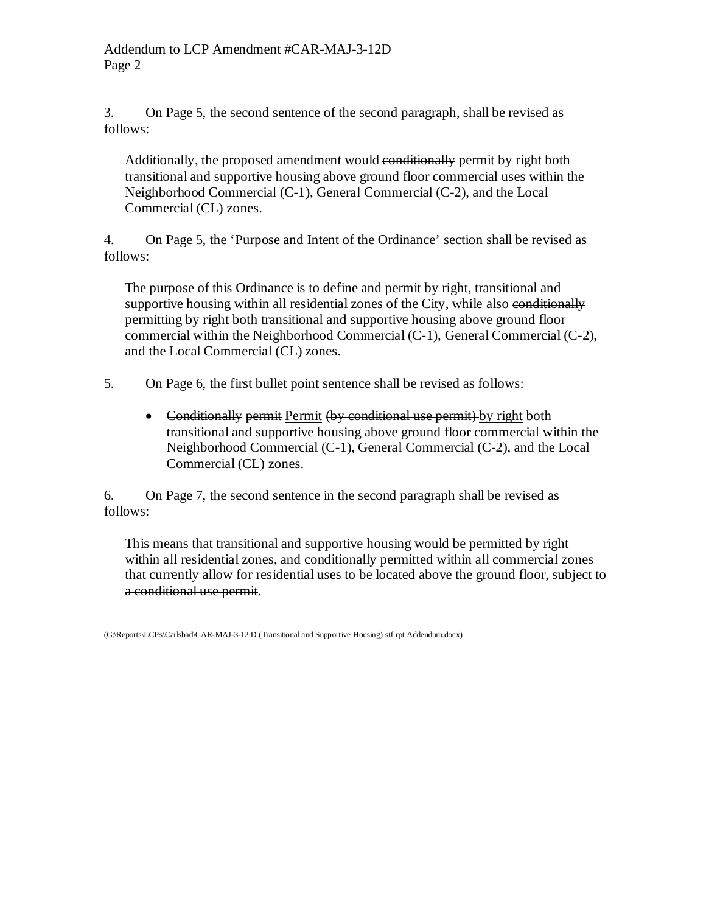3. On Page 5, the second sentence of the second paragraph, shall be revised as follows:

> Additionally, the proposed amendment would ~~conditionally~~ <u>permit by right</u> both transitional and supportive housing above ground floor commercial uses within the Neighborhood Commercial (C-1), General Commercial (C-2), and the Local Commercial (CL) zones.

4. On Page 5, the 'Purpose and Intent of the Ordinance' section shall be revised as follows:

> The purpose of this Ordinance is to define and permit by right, transitional and supportive housing within all residential zones of the City, while also ~~conditionally~~ permitting <u>by right</u> both transitional and supportive housing above ground floor commercial within the Neighborhood Commercial (C-1), General Commercial (C-2), and the Local Commercial (CL) zones.

5. On Page 6, the first bullet point sentence shall be revised as follows:

> - ~~Conditionally permit~~ <u>Permit</u> ~~(by conditional use permit)~~ <u>by right</u> both transitional and supportive housing above ground floor commercial within the Neighborhood Commercial (C-1), General Commercial (C-2), and the Local Commercial (CL) zones.

6. On Page 7, the second sentence in the second paragraph shall be revised as follows:

> This means that transitional and supportive housing would be permitted by right within all residential zones, and ~~conditionally~~ permitted within all commercial zones that currently allow for residential uses to be located above the ground floor~~, subject to a conditional use permit~~.

(G:\Reports\LCPs\Carlsbad\CAR-MAJ-3-12 D (Transitional and Supportive Housing) stf rpt Addendum.docx)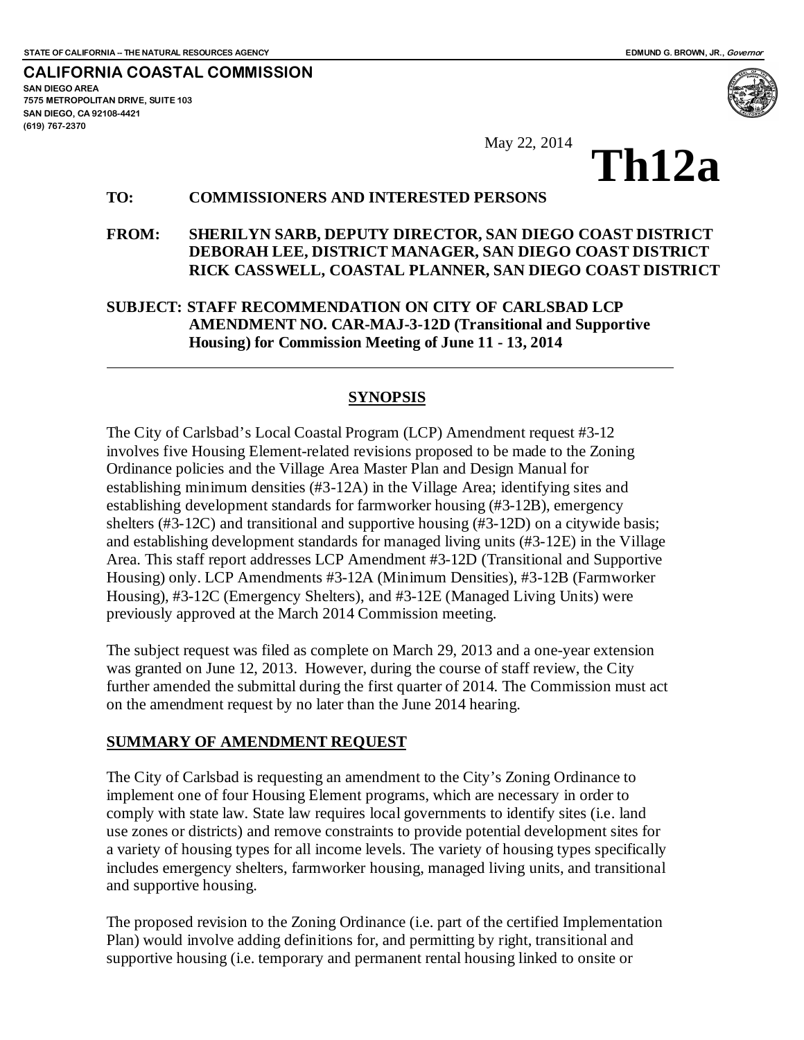STATE OF CALIFORNIA -- THE NATURAL RESOURCES AGENCY — EDMUND G. BROWN, JR., *Governor*

**CALIFORNIA COASTAL COMMISSION**
SAN DIEGO AREA
7575 METROPOLITAN DRIVE, SUITE 103
SAN DIEGO, CA 92108-4421
(619) 767-2370

May 22, 2014

# Th12a

**TO:** COMMISSIONERS AND INTERESTED PERSONS

**FROM:** SHERILYN SARB, DEPUTY DIRECTOR, SAN DIEGO COAST DISTRICT
DEBORAH LEE, DISTRICT MANAGER, SAN DIEGO COAST DISTRICT
RICK CASSWELL, COASTAL PLANNER, SAN DIEGO COAST DISTRICT

**SUBJECT: STAFF RECOMMENDATION ON CITY OF CARLSBAD LCP AMENDMENT NO. CAR-MAJ-3-12D (Transitional and Supportive Housing) for Commission Meeting of June 11 - 13, 2014**

---

## SYNOPSIS

The City of Carlsbad's Local Coastal Program (LCP) Amendment request #3-12 involves five Housing Element-related revisions proposed to be made to the Zoning Ordinance policies and the Village Area Master Plan and Design Manual for establishing minimum densities (#3-12A) in the Village Area; identifying sites and establishing development standards for farmworker housing (#3-12B), emergency shelters (#3-12C) and transitional and supportive housing (#3-12D) on a citywide basis; and establishing development standards for managed living units (#3-12E) in the Village Area. This staff report addresses LCP Amendment #3-12D (Transitional and Supportive Housing) only. LCP Amendments #3-12A (Minimum Densities), #3-12B (Farmworker Housing), #3-12C (Emergency Shelters), and #3-12E (Managed Living Units) were previously approved at the March 2014 Commission meeting.

The subject request was filed as complete on March 29, 2013 and a one-year extension was granted on June 12, 2013. However, during the course of staff review, the City further amended the submittal during the first quarter of 2014. The Commission must act on the amendment request by no later than the June 2014 hearing.

## SUMMARY OF AMENDMENT REQUEST

The City of Carlsbad is requesting an amendment to the City's Zoning Ordinance to implement one of four Housing Element programs, which are necessary in order to comply with state law. State law requires local governments to identify sites (i.e. land use zones or districts) and remove constraints to provide potential development sites for a variety of housing types for all income levels. The variety of housing types specifically includes emergency shelters, farmworker housing, managed living units, and transitional and supportive housing.

The proposed revision to the Zoning Ordinance (i.e. part of the certified Implementation Plan) would involve adding definitions for, and permitting by right, transitional and supportive housing (i.e. temporary and permanent rental housing linked to onsite or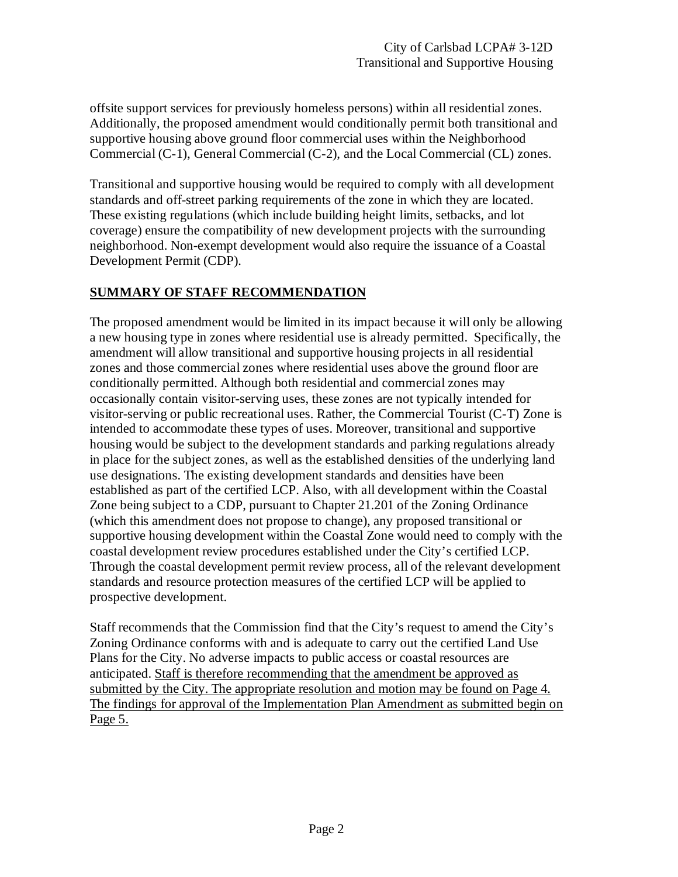offsite support services for previously homeless persons) within all residential zones. Additionally, the proposed amendment would conditionally permit both transitional and supportive housing above ground floor commercial uses within the Neighborhood Commercial (C-1), General Commercial (C-2), and the Local Commercial (CL) zones.

Transitional and supportive housing would be required to comply with all development standards and off-street parking requirements of the zone in which they are located. These existing regulations (which include building height limits, setbacks, and lot coverage) ensure the compatibility of new development projects with the surrounding neighborhood. Non-exempt development would also require the issuance of a Coastal Development Permit (CDP).

## SUMMARY OF STAFF RECOMMENDATION

The proposed amendment would be limited in its impact because it will only be allowing a new housing type in zones where residential use is already permitted. Specifically, the amendment will allow transitional and supportive housing projects in all residential zones and those commercial zones where residential uses above the ground floor are conditionally permitted. Although both residential and commercial zones may occasionally contain visitor-serving uses, these zones are not typically intended for visitor-serving or public recreational uses. Rather, the Commercial Tourist (C-T) Zone is intended to accommodate these types of uses. Moreover, transitional and supportive housing would be subject to the development standards and parking regulations already in place for the subject zones, as well as the established densities of the underlying land use designations. The existing development standards and densities have been established as part of the certified LCP. Also, with all development within the Coastal Zone being subject to a CDP, pursuant to Chapter 21.201 of the Zoning Ordinance (which this amendment does not propose to change), any proposed transitional or supportive housing development within the Coastal Zone would need to comply with the coastal development review procedures established under the City's certified LCP. Through the coastal development permit review process, all of the relevant development standards and resource protection measures of the certified LCP will be applied to prospective development.

Staff recommends that the Commission find that the City's request to amend the City's Zoning Ordinance conforms with and is adequate to carry out the certified Land Use Plans for the City. No adverse impacts to public access or coastal resources are anticipated. <u>Staff is therefore recommending that the amendment be approved as submitted by the City. The appropriate resolution and motion may be found on Page 4. The findings for approval of the Implementation Plan Amendment as submitted begin on Page 5.</u>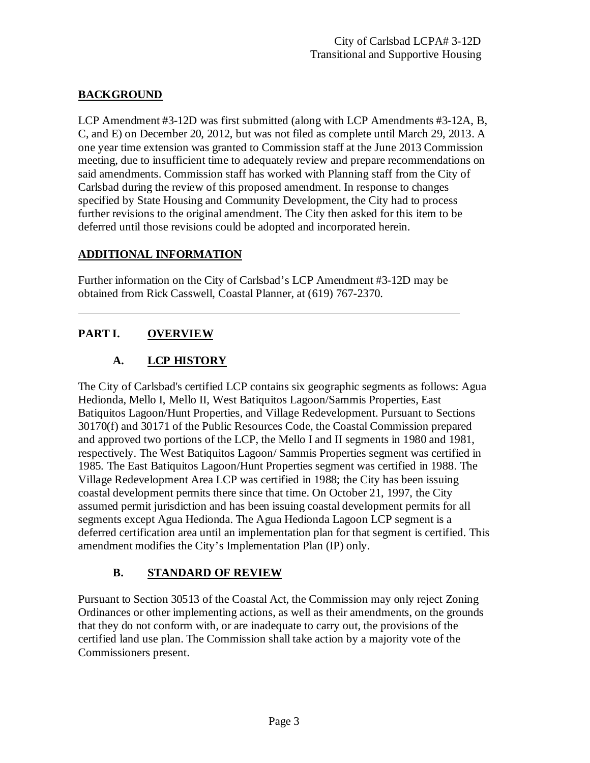## BACKGROUND

LCP Amendment #3-12D was first submitted (along with LCP Amendments #3-12A, B, C, and E) on December 20, 2012, but was not filed as complete until March 29, 2013. A one year time extension was granted to Commission staff at the June 2013 Commission meeting, due to insufficient time to adequately review and prepare recommendations on said amendments. Commission staff has worked with Planning staff from the City of Carlsbad during the review of this proposed amendment. In response to changes specified by State Housing and Community Development, the City had to process further revisions to the original amendment. The City then asked for this item to be deferred until those revisions could be adopted and incorporated herein.

## ADDITIONAL INFORMATION

Further information on the City of Carlsbad's LCP Amendment #3-12D may be obtained from Rick Casswell, Coastal Planner, at (619) 767-2370.

---

## PART I. OVERVIEW

### A. LCP HISTORY

The City of Carlsbad's certified LCP contains six geographic segments as follows: Agua Hedionda, Mello I, Mello II, West Batiquitos Lagoon/Sammis Properties, East Batiquitos Lagoon/Hunt Properties, and Village Redevelopment. Pursuant to Sections 30170(f) and 30171 of the Public Resources Code, the Coastal Commission prepared and approved two portions of the LCP, the Mello I and II segments in 1980 and 1981, respectively. The West Batiquitos Lagoon/ Sammis Properties segment was certified in 1985. The East Batiquitos Lagoon/Hunt Properties segment was certified in 1988. The Village Redevelopment Area LCP was certified in 1988; the City has been issuing coastal development permits there since that time. On October 21, 1997, the City assumed permit jurisdiction and has been issuing coastal development permits for all segments except Agua Hedionda. The Agua Hedionda Lagoon LCP segment is a deferred certification area until an implementation plan for that segment is certified. This amendment modifies the City's Implementation Plan (IP) only.

### B. STANDARD OF REVIEW

Pursuant to Section 30513 of the Coastal Act, the Commission may only reject Zoning Ordinances or other implementing actions, as well as their amendments, on the grounds that they do not conform with, or are inadequate to carry out, the provisions of the certified land use plan. The Commission shall take action by a majority vote of the Commissioners present.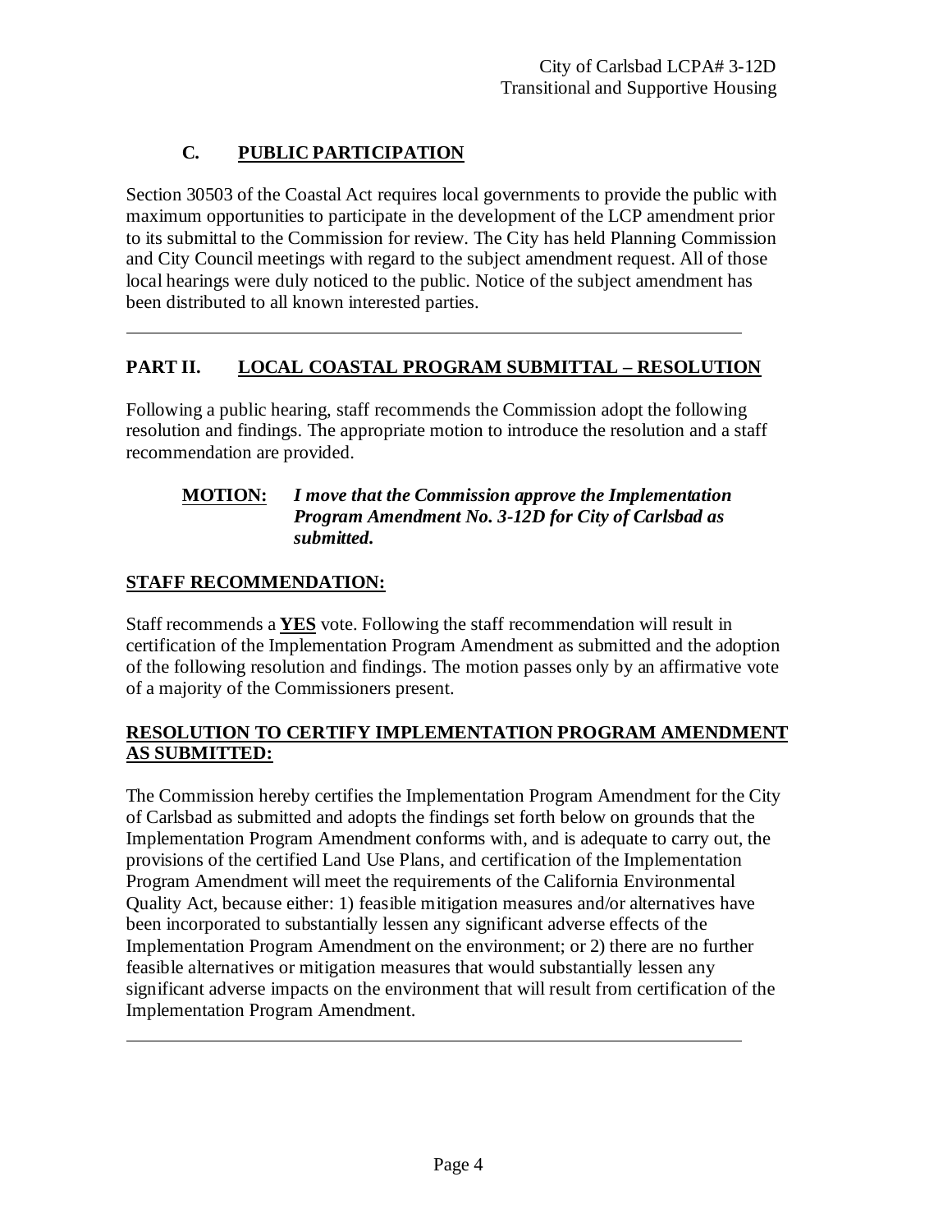## C. PUBLIC PARTICIPATION

Section 30503 of the Coastal Act requires local governments to provide the public with maximum opportunities to participate in the development of the LCP amendment prior to its submittal to the Commission for review. The City has held Planning Commission and City Council meetings with regard to the subject amendment request. All of those local hearings were duly noticed to the public. Notice of the subject amendment has been distributed to all known interested parties.

---

## PART II. LOCAL COASTAL PROGRAM SUBMITTAL – RESOLUTION

Following a public hearing, staff recommends the Commission adopt the following resolution and findings. The appropriate motion to introduce the resolution and a staff recommendation are provided.

> **MOTION:** ***I move that the Commission approve the Implementation Program Amendment No. 3-12D for City of Carlsbad as submitted.***

**STAFF RECOMMENDATION:**

Staff recommends a **YES** vote. Following the staff recommendation will result in certification of the Implementation Program Amendment as submitted and the adoption of the following resolution and findings. The motion passes only by an affirmative vote of a majority of the Commissioners present.

**RESOLUTION TO CERTIFY IMPLEMENTATION PROGRAM AMENDMENT AS SUBMITTED:**

The Commission hereby certifies the Implementation Program Amendment for the City of Carlsbad as submitted and adopts the findings set forth below on grounds that the Implementation Program Amendment conforms with, and is adequate to carry out, the provisions of the certified Land Use Plans, and certification of the Implementation Program Amendment will meet the requirements of the California Environmental Quality Act, because either: 1) feasible mitigation measures and/or alternatives have been incorporated to substantially lessen any significant adverse effects of the Implementation Program Amendment on the environment; or 2) there are no further feasible alternatives or mitigation measures that would substantially lessen any significant adverse impacts on the environment that will result from certification of the Implementation Program Amendment.

---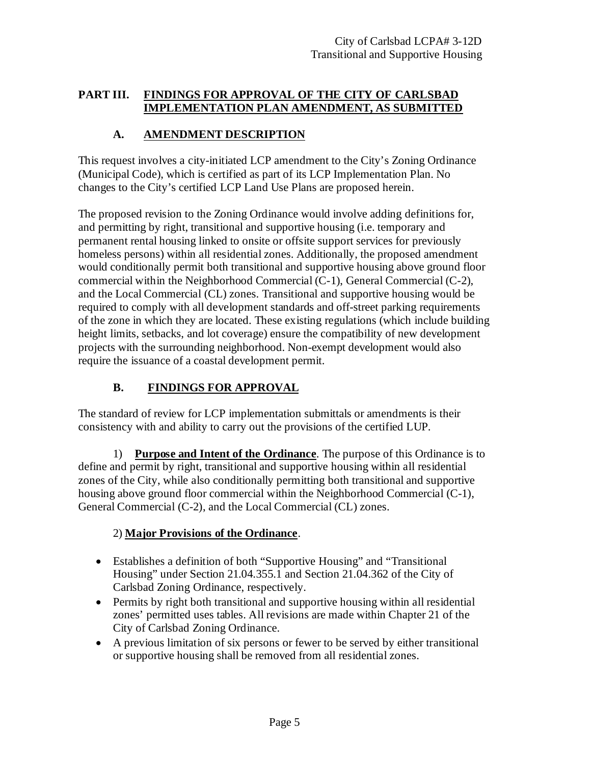## PART III. FINDINGS FOR APPROVAL OF THE CITY OF CARLSBAD IMPLEMENTATION PLAN AMENDMENT, AS SUBMITTED

### A. AMENDMENT DESCRIPTION

This request involves a city-initiated LCP amendment to the City's Zoning Ordinance (Municipal Code), which is certified as part of its LCP Implementation Plan. No changes to the City's certified LCP Land Use Plans are proposed herein.

The proposed revision to the Zoning Ordinance would involve adding definitions for, and permitting by right, transitional and supportive housing (i.e. temporary and permanent rental housing linked to onsite or offsite support services for previously homeless persons) within all residential zones. Additionally, the proposed amendment would conditionally permit both transitional and supportive housing above ground floor commercial within the Neighborhood Commercial (C-1), General Commercial (C-2), and the Local Commercial (CL) zones. Transitional and supportive housing would be required to comply with all development standards and off-street parking requirements of the zone in which they are located. These existing regulations (which include building height limits, setbacks, and lot coverage) ensure the compatibility of new development projects with the surrounding neighborhood. Non-exempt development would also require the issuance of a coastal development permit.

### B. FINDINGS FOR APPROVAL

The standard of review for LCP implementation submittals or amendments is their consistency with and ability to carry out the provisions of the certified LUP.

1) **Purpose and Intent of the Ordinance**. The purpose of this Ordinance is to define and permit by right, transitional and supportive housing within all residential zones of the City, while also conditionally permitting both transitional and supportive housing above ground floor commercial within the Neighborhood Commercial (C-1), General Commercial (C-2), and the Local Commercial (CL) zones.

2) **Major Provisions of the Ordinance**.

- Establishes a definition of both "Supportive Housing" and "Transitional Housing" under Section 21.04.355.1 and Section 21.04.362 of the City of Carlsbad Zoning Ordinance, respectively.
- Permits by right both transitional and supportive housing within all residential zones' permitted uses tables. All revisions are made within Chapter 21 of the City of Carlsbad Zoning Ordinance.
- A previous limitation of six persons or fewer to be served by either transitional or supportive housing shall be removed from all residential zones.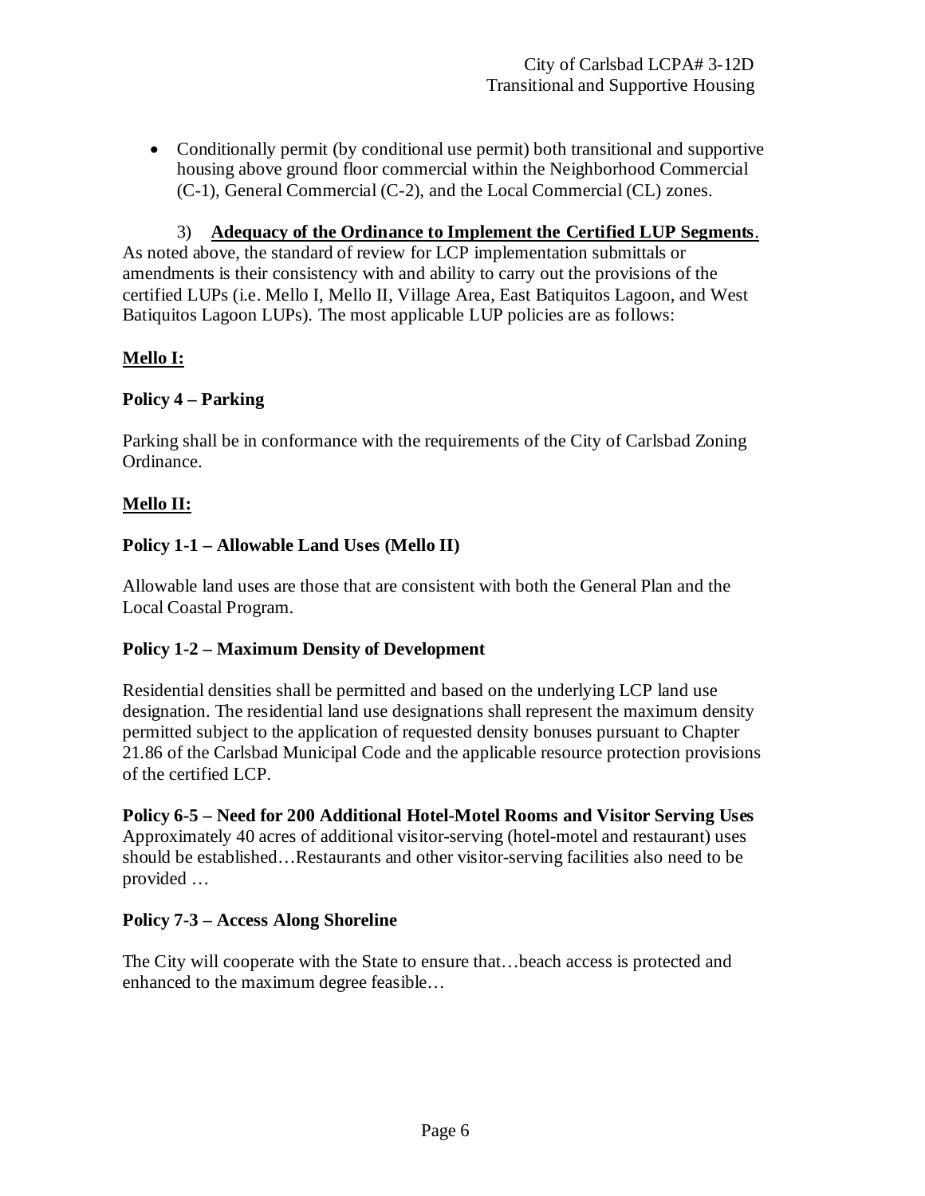- Conditionally permit (by conditional use permit) both transitional and supportive housing above ground floor commercial within the Neighborhood Commercial (C-1), General Commercial (C-2), and the Local Commercial (CL) zones.

3) **Adequacy of the Ordinance to Implement the Certified LUP Segments**. As noted above, the standard of review for LCP implementation submittals or amendments is their consistency with and ability to carry out the provisions of the certified LUPs (i.e. Mello I, Mello II, Village Area, East Batiquitos Lagoon, and West Batiquitos Lagoon LUPs). The most applicable LUP policies are as follows:

**Mello I:**

**Policy 4 – Parking**

Parking shall be in conformance with the requirements of the City of Carlsbad Zoning Ordinance.

**Mello II:**

**Policy 1-1 – Allowable Land Uses (Mello II)**

Allowable land uses are those that are consistent with both the General Plan and the Local Coastal Program.

**Policy 1-2 – Maximum Density of Development**

Residential densities shall be permitted and based on the underlying LCP land use designation. The residential land use designations shall represent the maximum density permitted subject to the application of requested density bonuses pursuant to Chapter 21.86 of the Carlsbad Municipal Code and the applicable resource protection provisions of the certified LCP.

**Policy 6-5 – Need for 200 Additional Hotel-Motel Rooms and Visitor Serving Uses**
Approximately 40 acres of additional visitor-serving (hotel-motel and restaurant) uses should be established…Restaurants and other visitor-serving facilities also need to be provided …

**Policy 7-3 – Access Along Shoreline**

The City will cooperate with the State to ensure that…beach access is protected and enhanced to the maximum degree feasible…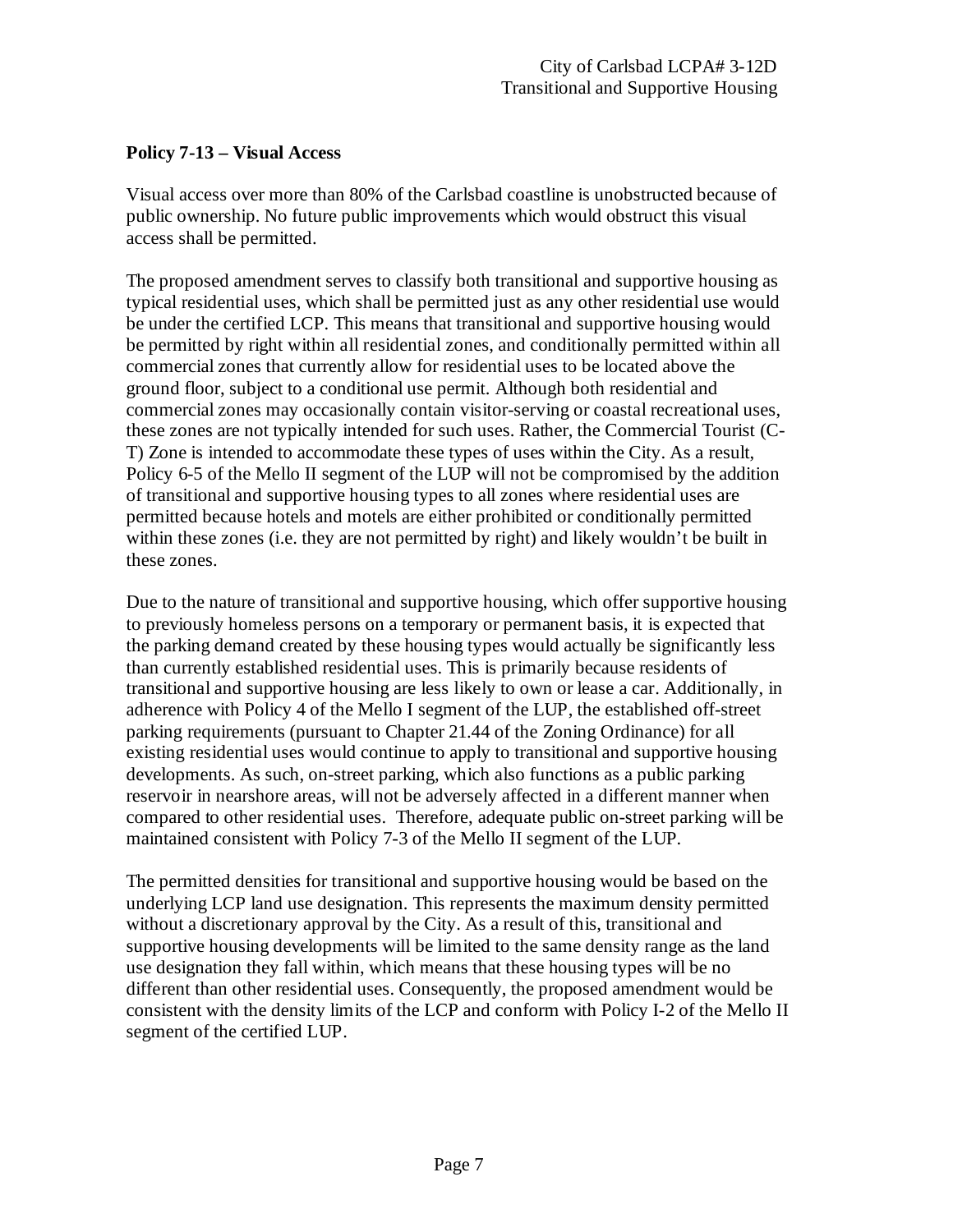**Policy 7-13 – Visual Access**

Visual access over more than 80% of the Carlsbad coastline is unobstructed because of public ownership. No future public improvements which would obstruct this visual access shall be permitted.

The proposed amendment serves to classify both transitional and supportive housing as typical residential uses, which shall be permitted just as any other residential use would be under the certified LCP. This means that transitional and supportive housing would be permitted by right within all residential zones, and conditionally permitted within all commercial zones that currently allow for residential uses to be located above the ground floor, subject to a conditional use permit. Although both residential and commercial zones may occasionally contain visitor-serving or coastal recreational uses, these zones are not typically intended for such uses. Rather, the Commercial Tourist (C-T) Zone is intended to accommodate these types of uses within the City. As a result, Policy 6-5 of the Mello II segment of the LUP will not be compromised by the addition of transitional and supportive housing types to all zones where residential uses are permitted because hotels and motels are either prohibited or conditionally permitted within these zones (i.e. they are not permitted by right) and likely wouldn't be built in these zones.

Due to the nature of transitional and supportive housing, which offer supportive housing to previously homeless persons on a temporary or permanent basis, it is expected that the parking demand created by these housing types would actually be significantly less than currently established residential uses. This is primarily because residents of transitional and supportive housing are less likely to own or lease a car. Additionally, in adherence with Policy 4 of the Mello I segment of the LUP, the established off-street parking requirements (pursuant to Chapter 21.44 of the Zoning Ordinance) for all existing residential uses would continue to apply to transitional and supportive housing developments. As such, on-street parking, which also functions as a public parking reservoir in nearshore areas, will not be adversely affected in a different manner when compared to other residential uses. Therefore, adequate public on-street parking will be maintained consistent with Policy 7-3 of the Mello II segment of the LUP.

The permitted densities for transitional and supportive housing would be based on the underlying LCP land use designation. This represents the maximum density permitted without a discretionary approval by the City. As a result of this, transitional and supportive housing developments will be limited to the same density range as the land use designation they fall within, which means that these housing types will be no different than other residential uses. Consequently, the proposed amendment would be consistent with the density limits of the LCP and conform with Policy I-2 of the Mello II segment of the certified LUP.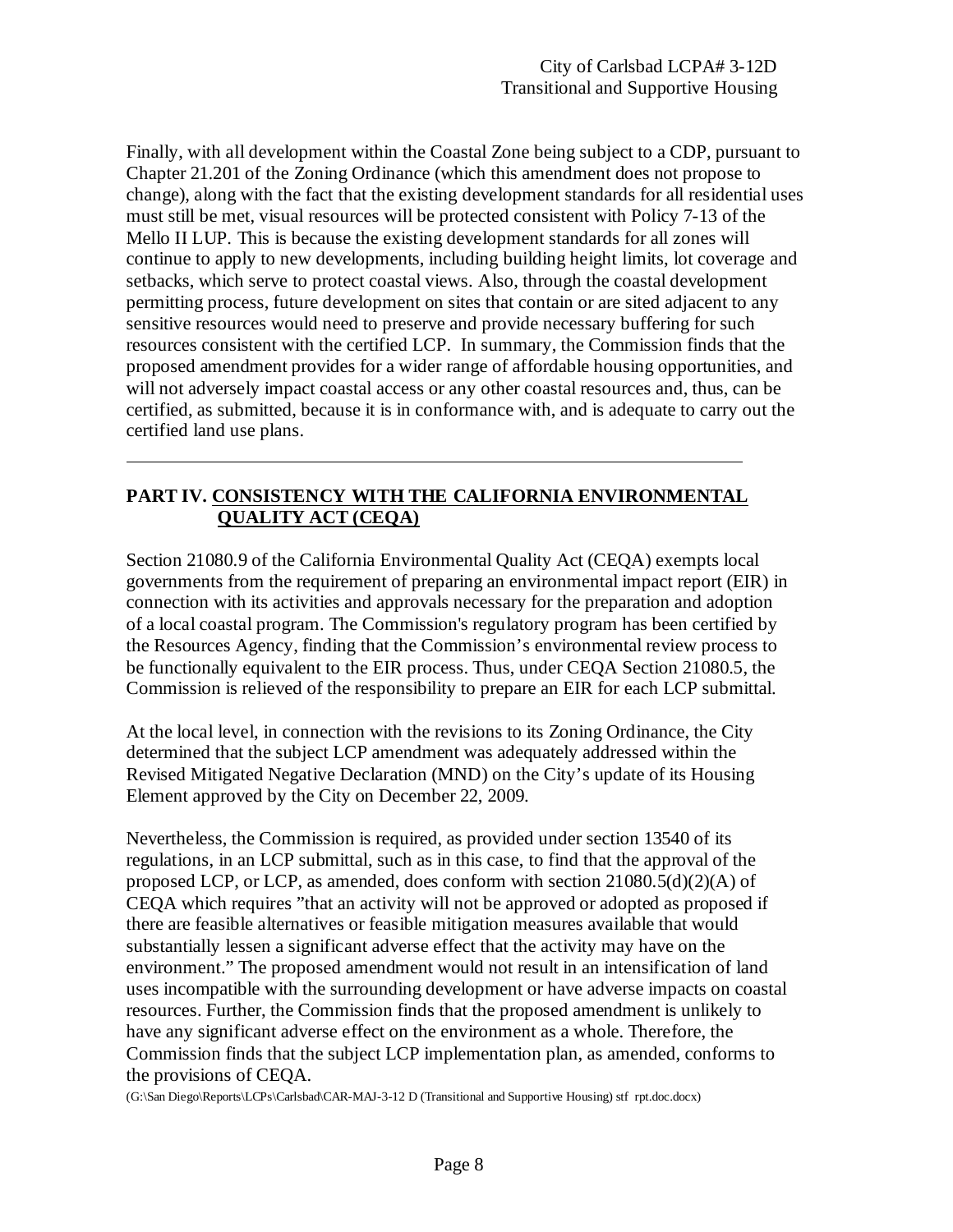Finally, with all development within the Coastal Zone being subject to a CDP, pursuant to Chapter 21.201 of the Zoning Ordinance (which this amendment does not propose to change), along with the fact that the existing development standards for all residential uses must still be met, visual resources will be protected consistent with Policy 7-13 of the Mello II LUP. This is because the existing development standards for all zones will continue to apply to new developments, including building height limits, lot coverage and setbacks, which serve to protect coastal views. Also, through the coastal development permitting process, future development on sites that contain or are sited adjacent to any sensitive resources would need to preserve and provide necessary buffering for such resources consistent with the certified LCP. In summary, the Commission finds that the proposed amendment provides for a wider range of affordable housing opportunities, and will not adversely impact coastal access or any other coastal resources and, thus, can be certified, as submitted, because it is in conformance with, and is adequate to carry out the certified land use plans.

---

## PART IV. CONSISTENCY WITH THE CALIFORNIA ENVIRONMENTAL QUALITY ACT (CEQA)

Section 21080.9 of the California Environmental Quality Act (CEQA) exempts local governments from the requirement of preparing an environmental impact report (EIR) in connection with its activities and approvals necessary for the preparation and adoption of a local coastal program. The Commission's regulatory program has been certified by the Resources Agency, finding that the Commission's environmental review process to be functionally equivalent to the EIR process. Thus, under CEQA Section 21080.5, the Commission is relieved of the responsibility to prepare an EIR for each LCP submittal.

At the local level, in connection with the revisions to its Zoning Ordinance, the City determined that the subject LCP amendment was adequately addressed within the Revised Mitigated Negative Declaration (MND) on the City's update of its Housing Element approved by the City on December 22, 2009.

Nevertheless, the Commission is required, as provided under section 13540 of its regulations, in an LCP submittal, such as in this case, to find that the approval of the proposed LCP, or LCP, as amended, does conform with section 21080.5(d)(2)(A) of CEQA which requires "that an activity will not be approved or adopted as proposed if there are feasible alternatives or feasible mitigation measures available that would substantially lessen a significant adverse effect that the activity may have on the environment." The proposed amendment would not result in an intensification of land uses incompatible with the surrounding development or have adverse impacts on coastal resources. Further, the Commission finds that the proposed amendment is unlikely to have any significant adverse effect on the environment as a whole. Therefore, the Commission finds that the subject LCP implementation plan, as amended, conforms to the provisions of CEQA.

(G:\San Diego\Reports\LCPs\Carlsbad\CAR-MAJ-3-12 D (Transitional and Supportive Housing) stf rpt.doc.docx)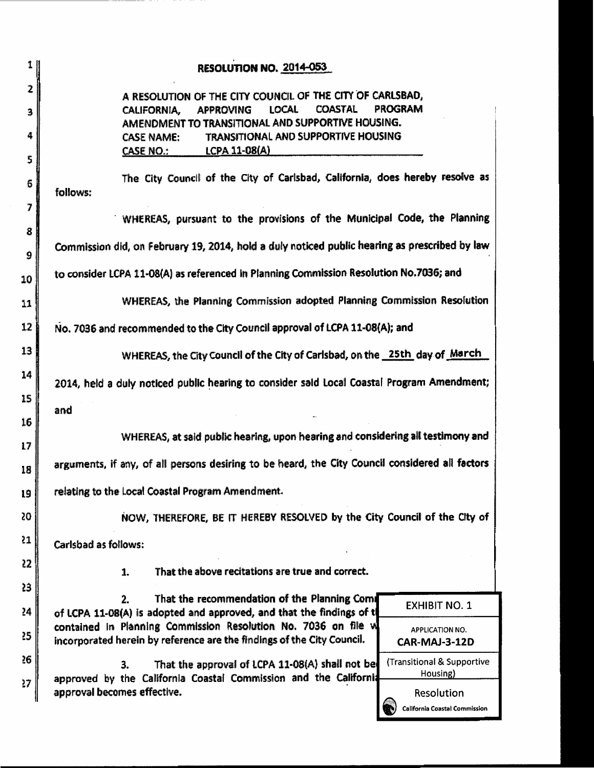**RESOLUTION NO. 2014-053**

A RESOLUTION OF THE CITY COUNCIL OF THE CITY OF CARLSBAD, CALIFORNIA, APPROVING LOCAL COASTAL PROGRAM AMENDMENT TO TRANSITIONAL AND SUPPORTIVE HOUSING.
CASE NAME: TRANSITIONAL AND SUPPORTIVE HOUSING
CASE NO.: LCPA 11-08(A)

The City Council of the City of Carlsbad, California, does hereby resolve as follows:

WHEREAS, pursuant to the provisions of the Municipal Code, the Planning Commission did, on February 19, 2014, hold a duly noticed public hearing as prescribed by law to consider LCPA 11-08(A) as referenced in Planning Commission Resolution No.7036; and

WHEREAS, the Planning Commission adopted Planning Commission Resolution No. 7036 and recommended to the City Council approval of LCPA 11-08(A); and

WHEREAS, the City Council of the City of Carlsbad, on the 25th day of March 2014, held a duly noticed public hearing to consider said Local Coastal Program Amendment; and

WHEREAS, at said public hearing, upon hearing and considering all testimony and arguments, if any, of all persons desiring to be heard, the City Council considered all factors relating to the Local Coastal Program Amendment.

NOW, THEREFORE, BE IT HEREBY RESOLVED by the City Council of the City of Carlsbad as follows:

1. That the above recitations are true and correct.

2. That the recommendation of the Planning Comm of LCPA 11-08(A) is adopted and approved, and that the findings of t contained in Planning Commission Resolution No. 7036 on file w incorporated herein by reference are the findings of the City Council.

3. That the approval of LCPA 11-08(A) shall not be approved by the California Coastal Commission and the Californi approval becomes effective.

EXHIBIT NO. 1
APPLICATION NO.
CAR-MAJ-3-12D
(Transitional & Supportive Housing)
Resolution
California Coastal Commission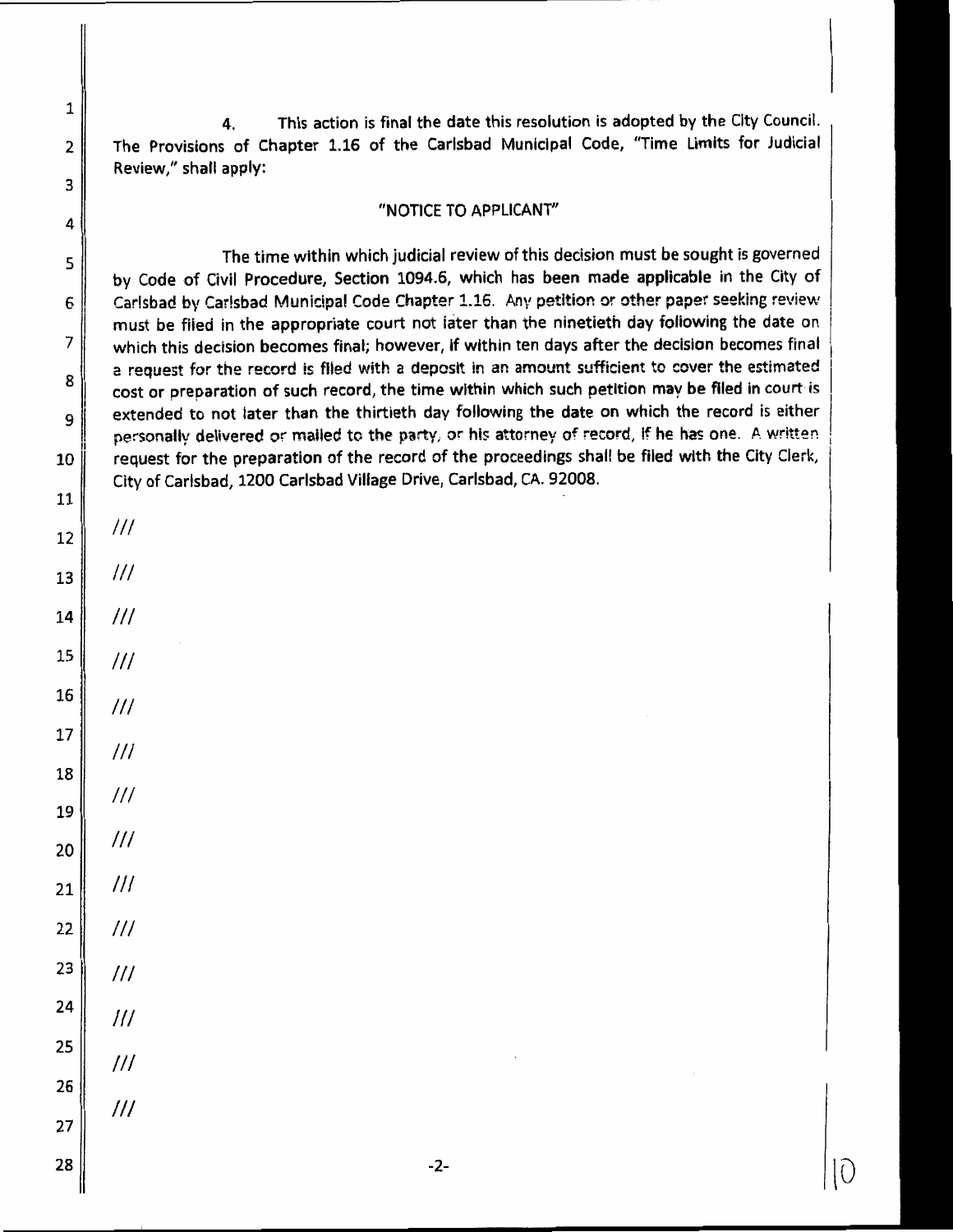4. This action is final the date this resolution is adopted by the City Council. The Provisions of Chapter 1.16 of the Carlsbad Municipal Code, "Time Limits for Judicial Review," shall apply:

"NOTICE TO APPLICANT"

The time within which judicial review of this decision must be sought is governed by Code of Civil Procedure, Section 1094.6, which has been made applicable in the City of Carlsbad by Carlsbad Municipal Code Chapter 1.16. Any petition or other paper seeking review must be filed in the appropriate court not later than the ninetieth day following the date on which this decision becomes final; however, if within ten days after the decision becomes final a request for the record is filed with a deposit in an amount sufficient to cover the estimated cost or preparation of such record, the time within which such petition may be filed in court is extended to not later than the thirtieth day following the date on which the record is either personally delivered or mailed to the party, or his attorney of record, if he has one. A written request for the preparation of the record of the proceedings shall be filed with the City Clerk, City of Carlsbad, 1200 Carlsbad Village Drive, Carlsbad, CA. 92008.

///

///

///

///

///

///

///

///

///

///

///

///

///

///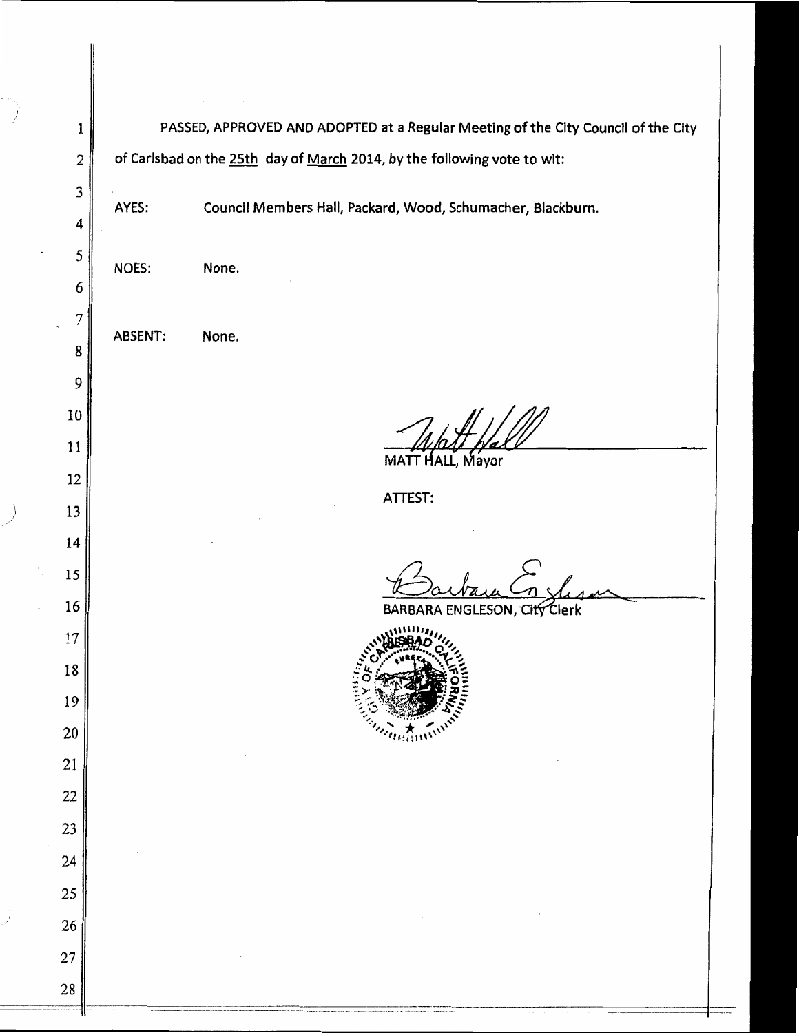PASSED, APPROVED AND ADOPTED at a Regular Meeting of the City Council of the City of Carlsbad on the 25th day of March 2014, by the following vote to wit:

AYES: Council Members Hall, Packard, Wood, Schumacher, Blackburn.

NOES: None.

ABSENT: None.

MATT HALL, Mayor

ATTEST:

BARBARA ENGLESON, City Clerk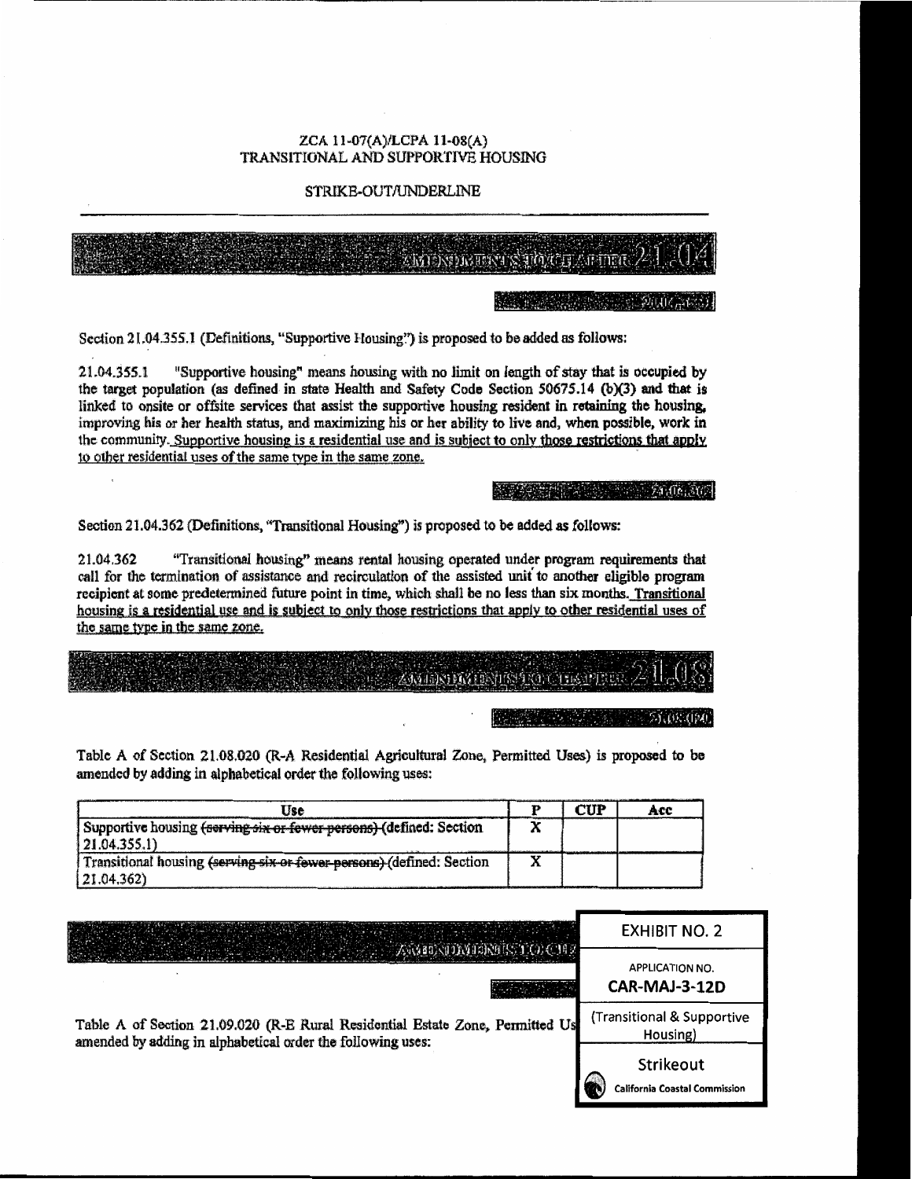ZCA 11-07(A)/LCPA 11-08(A)
TRANSITIONAL AND SUPPORTIVE HOUSING

STRIKE-OUT/UNDERLINE

## AMENDMENTS TO CHAPTER 21.04

21.04.355.1

Section 21.04.355.1 (Definitions, "Supportive Housing") is proposed to be added as follows:

21.04.355.1 "Supportive housing" means housing with no limit on length of stay that is occupied by the target population (as defined in state Health and Safety Code Section 50675.14 (b)(3) and that is linked to onsite or offsite services that assist the supportive housing resident in retaining the housing, improving his or her health status, and maximizing his or her ability to live and, when possible, work in the community. <u>Supportive housing is a residential use and is subject to only those restrictions that apply to other residential uses of the same type in the same zone.</u>

21.04.362

Section 21.04.362 (Definitions, "Transitional Housing") is proposed to be added as follows:

21.04.362 "Transitional housing" means rental housing operated under program requirements that call for the termination of assistance and recirculation of the assisted unit to another eligible program recipient at some predetermined future point in time, which shall be no less than six months. <u>Transitional housing is a residential use and is subject to only those restrictions that apply to other residential uses of the same type in the same zone.</u>

## AMENDMENTS TO CHAPTER 21.08

21.08.020

Table A of Section 21.08.020 (R-A Residential Agricultural Zone, Permitted Uses) is proposed to be amended by adding in alphabetical order the following uses:

| Use | P | CUP | Acc |
|---|---|---|---|
| Supportive housing ~~(serving six or fewer persons)~~ (defined: Section 21.04.355.1) | X | | |
| Transitional housing ~~(serving six or fewer persons)~~ (defined: Section 21.04.362) | X | | |

## AMENDMENTS TO CH

Table A of Section 21.09.020 (R-E Rural Residential Estate Zone, Permitted Us amended by adding in alphabetical order the following uses:

EXHIBIT NO. 2

APPLICATION NO.
CAR-MAJ-3-12D

(Transitional & Supportive Housing)

Strikeout

California Coastal Commission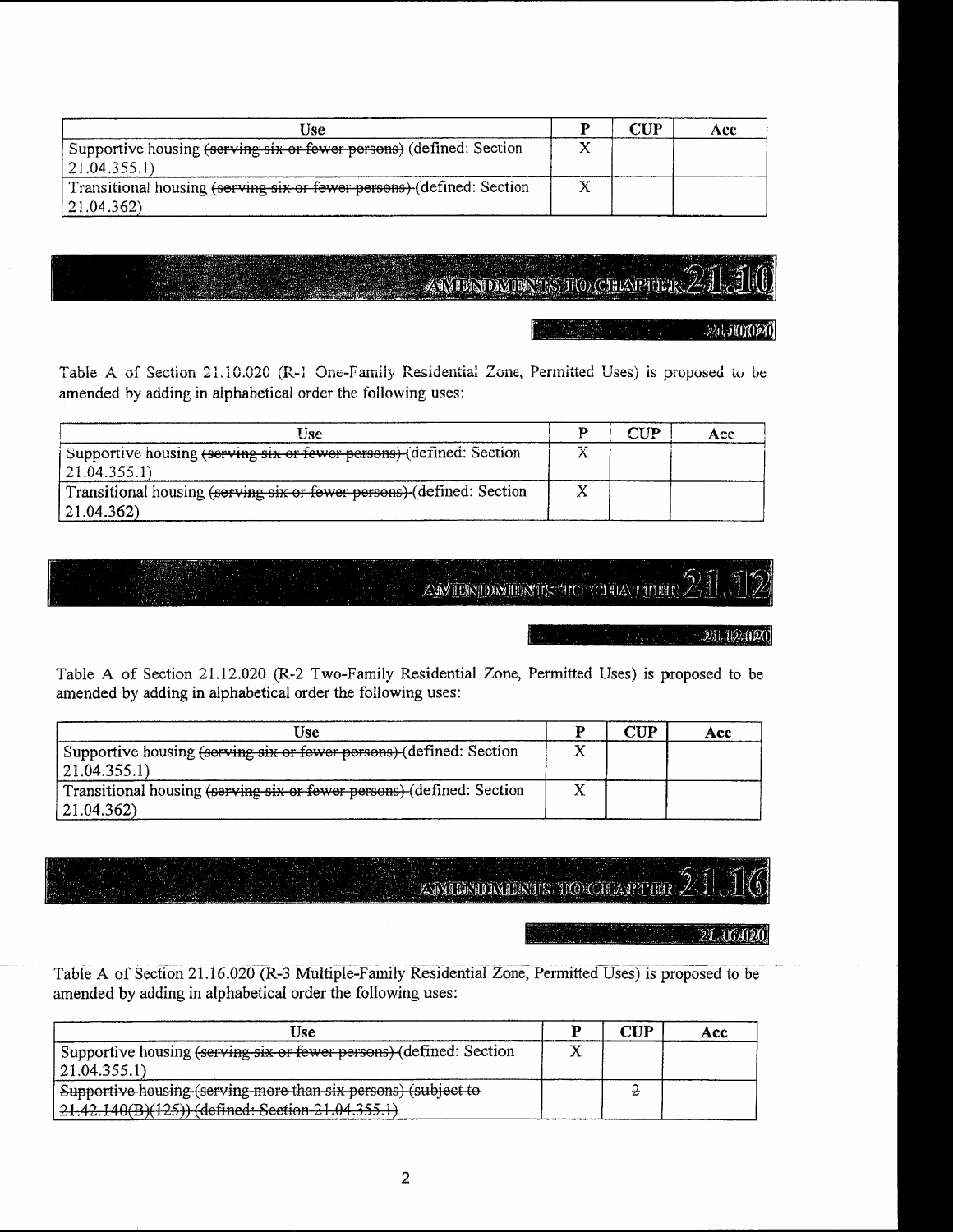| Use | P | CUP | Acc |
|---|---|---|---|
| Supportive housing ~~(serving six or fewer persons)~~ (defined: Section 21.04.355.1) | X | | |
| Transitional housing ~~(serving six or fewer persons)~~ (defined: Section 21.04.362) | X | | |

## AMENDMENTS TO CHAPTER 21.10

### 21.10.020

Table A of Section 21.10.020 (R-1 One-Family Residential Zone, Permitted Uses) is proposed to be amended by adding in alphabetical order the following uses:

| Use | P | CUP | Acc |
|---|---|---|---|
| Supportive housing ~~(serving six or fewer persons)~~ (defined: Section 21.04.355.1) | X | | |
| Transitional housing ~~(serving six or fewer persons)~~ (defined: Section 21.04.362) | X | | |

## AMENDMENTS TO CHAPTER 21.12

### 21.12.020

Table A of Section 21.12.020 (R-2 Two-Family Residential Zone, Permitted Uses) is proposed to be amended by adding in alphabetical order the following uses:

| Use | P | CUP | Acc |
|---|---|---|---|
| Supportive housing ~~(serving six or fewer persons)~~ (defined: Section 21.04.355.1) | X | | |
| Transitional housing ~~(serving six or fewer persons)~~ (defined: Section 21.04.362) | X | | |

## AMENDMENTS TO CHAPTER 21.16

### 21.16.020

Table A of Section 21.16.020 (R-3 Multiple-Family Residential Zone, Permitted Uses) is proposed to be amended by adding in alphabetical order the following uses:

| Use | P | CUP | Acc |
|---|---|---|---|
| Supportive housing ~~(serving six or fewer persons)~~ (defined: Section 21.04.355.1) | X | | |
| ~~Supportive housing (serving more than six persons) (subject to 21.42.140(B)(125)) (defined: Section 21.04.355.1)~~ | | ~~2~~ | |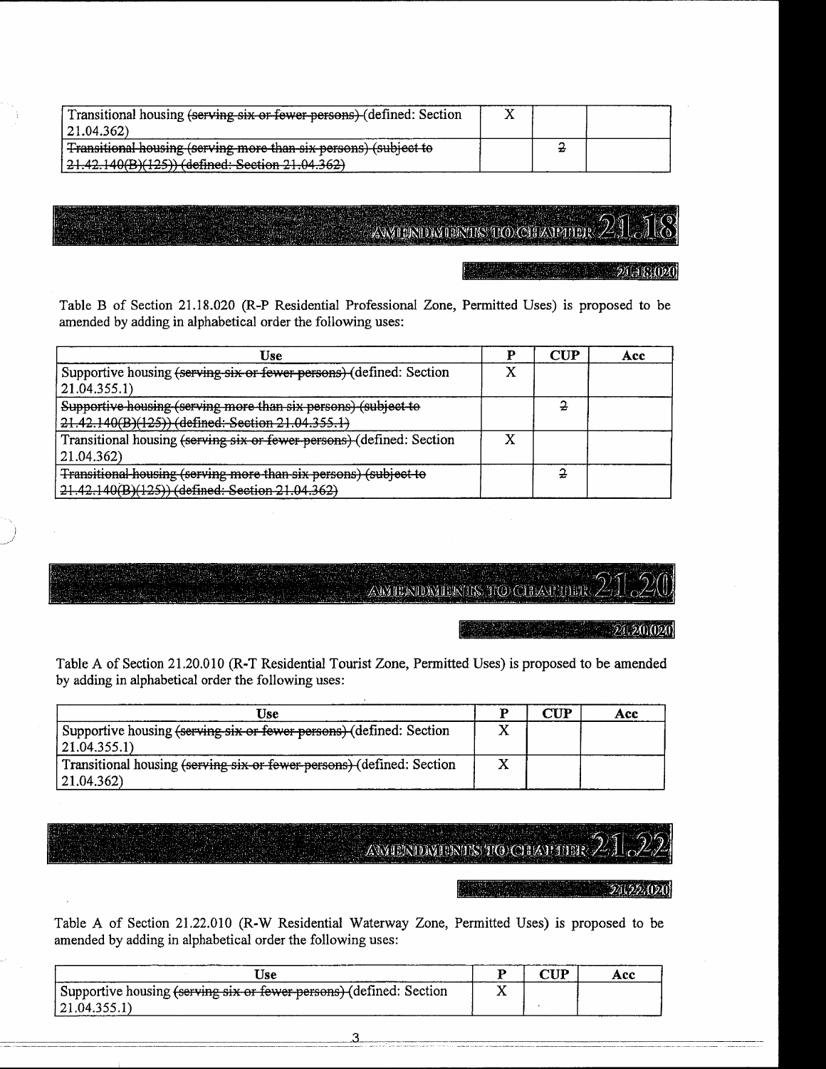| Transitional housing ~~(serving six or fewer persons)~~ (defined: Section 21.04.362) | X | | |
|---|---|---|---|
| ~~Transitional housing (serving more than six persons) (subject to 21.42.140(B)(125)) (defined: Section 21.04.362)~~ | | ~~2~~ | |

## AMENDMENTS TO CHAPTER 21.18

### 21.18.020

Table B of Section 21.18.020 (R-P Residential Professional Zone, Permitted Uses) is proposed to be amended by adding in alphabetical order the following uses:

| Use | P | CUP | Acc |
|---|---|---|---|
| Supportive housing ~~(serving six or fewer persons)~~ (defined: Section 21.04.355.1) | X | | |
| ~~Supportive housing (serving more than six persons) (subject to 21.42.140(B)(125)) (defined: Section 21.04.355.1)~~ | | ~~2~~ | |
| Transitional housing ~~(serving six or fewer persons)~~ (defined: Section 21.04.362) | X | | |
| ~~Transitional housing (serving more than six persons) (subject to 21.42.140(B)(125)) (defined: Section 21.04.362)~~ | | ~~2~~ | |

## AMENDMENTS TO CHAPTER 21.20

### 21.20.020

Table A of Section 21.20.010 (R-T Residential Tourist Zone, Permitted Uses) is proposed to be amended by adding in alphabetical order the following uses:

| Use | P | CUP | Acc |
|---|---|---|---|
| Supportive housing ~~(serving six or fewer persons)~~ (defined: Section 21.04.355.1) | X | | |
| Transitional housing ~~(serving six or fewer persons)~~ (defined: Section 21.04.362) | X | | |

## AMENDMENTS TO CHAPTER 21.22

### 21.22.020

Table A of Section 21.22.010 (R-W Residential Waterway Zone, Permitted Uses) is proposed to be amended by adding in alphabetical order the following uses:

| Use | P | CUP | Acc |
|---|---|---|---|
| Supportive housing ~~(serving six or fewer persons)~~ (defined: Section 21.04.355.1) | X | | |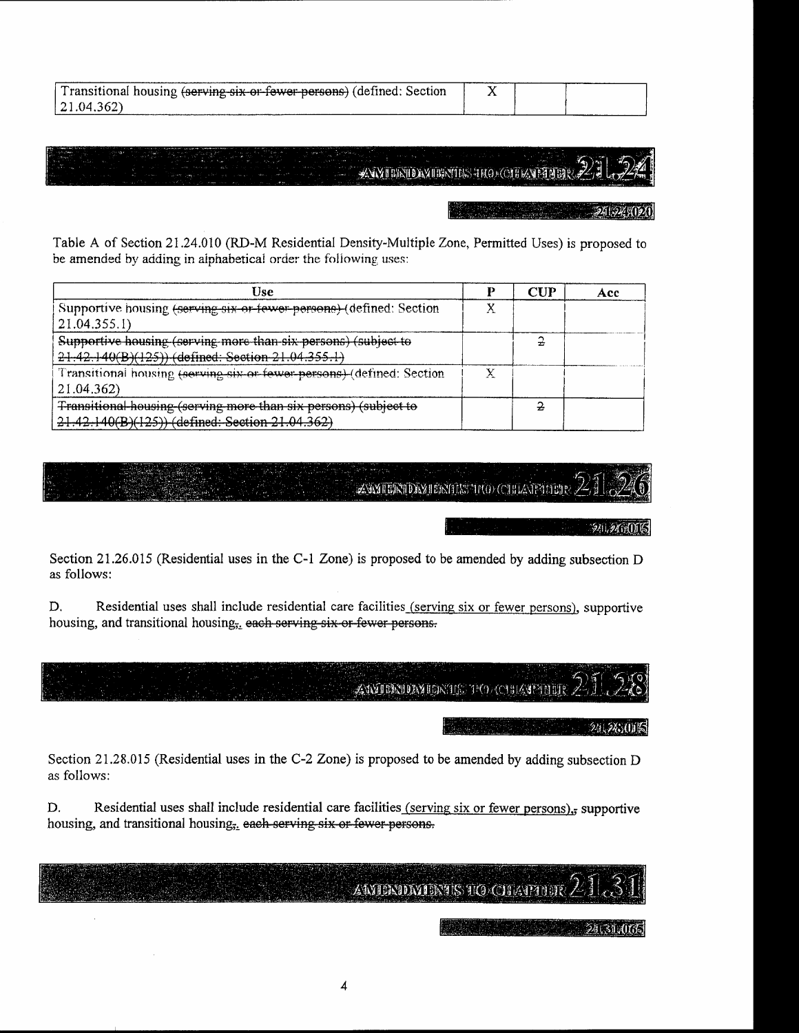| | | | |
|---|---|---|---|
| Transitional housing ~~(serving six or fewer persons)~~ (defined: Section 21.04.362) | X | | |

## AMENDMENTS TO CHAPTER 21.24

### 21.24.020

Table A of Section 21.24.010 (RD-M Residential Density-Multiple Zone, Permitted Uses) is proposed to be amended by adding in alphabetical order the following uses:

| Use | P | CUP | Acc |
|---|---|---|---|
| Supportive housing ~~(serving six or fewer persons)~~ (defined: Section 21.04.355.1) | X | | |
| ~~Supportive housing (serving more than six persons) (subject to 21.42.140(B)(125)) (defined: Section 21.04.355.1)~~ | | ~~2~~ | |
| Transitional housing ~~(serving six or fewer persons)~~ (defined: Section 21.04.362) | X | | |
| ~~Transitional housing (serving more than six persons) (subject to 21.42.140(B)(125)) (defined: Section 21.04.362)~~ | | ~~2~~ | |

## AMENDMENTS TO CHAPTER 21.26

### 21.26.015

Section 21.26.015 (Residential uses in the C-1 Zone) is proposed to be amended by adding subsection D as follows:

D. Residential uses shall include residential care facilities (serving six or fewer persons), supportive housing, and transitional housing~~,~~. ~~each serving six or fewer persons.~~

## AMENDMENTS TO CHAPTER 21.28

### 21.28.015

Section 21.28.015 (Residential uses in the C-2 Zone) is proposed to be amended by adding subsection D as follows:

D. Residential uses shall include residential care facilities (serving six or fewer persons),~~,~~ supportive housing, and transitional housing~~,~~. ~~each serving six or fewer persons.~~

## AMENDMENTS TO CHAPTER 21.31

### 21.31.065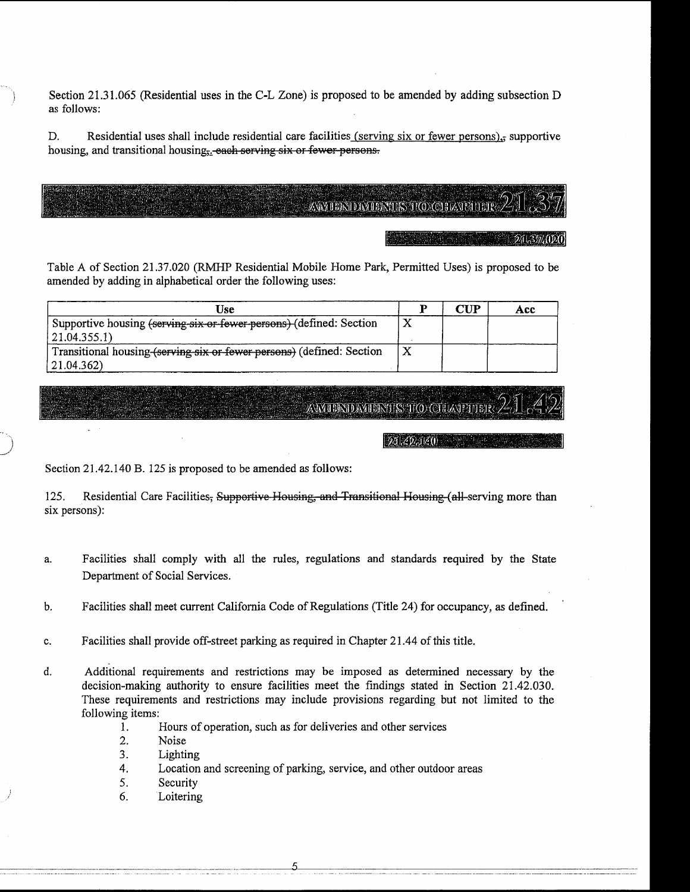Section 21.31.065 (Residential uses in the C-L Zone) is proposed to be amended by adding subsection D as follows:

D. Residential uses shall include residential care facilities (serving six or fewer persons),, supportive housing, and transitional housing,. ~~each serving six or fewer persons.~~

## AMENDMENTS TO CHAPTER 21.37

### 21.37.020

Table A of Section 21.37.020 (RMHP Residential Mobile Home Park, Permitted Uses) is proposed to be amended by adding in alphabetical order the following uses:

| Use | P | CUP | Acc |
|---|---|---|---|
| Supportive housing ~~(serving six or fewer persons)~~ (defined: Section 21.04.355.1) | X | | |
| Transitional housing ~~(serving six or fewer persons)~~ (defined: Section 21.04.362) | X | | |

## AMENDMENTS TO CHAPTER 21.42

### 21.42.140

Section 21.42.140 B. 125 is proposed to be amended as follows:

125. Residential Care Facilities~~, Supportive Housing, and Transitional Housing (all~~ serving more than six persons):

a. Facilities shall comply with all the rules, regulations and standards required by the State Department of Social Services.

b. Facilities shall meet current California Code of Regulations (Title 24) for occupancy, as defined.

c. Facilities shall provide off-street parking as required in Chapter 21.44 of this title.

d. Additional requirements and restrictions may be imposed as determined necessary by the decision-making authority to ensure facilities meet the findings stated in Section 21.42.030. These requirements and restrictions may include provisions regarding but not limited to the following items:
   1. Hours of operation, such as for deliveries and other services
   2. Noise
   3. Lighting
   4. Location and screening of parking, service, and other outdoor areas
   5. Security
   6. Loitering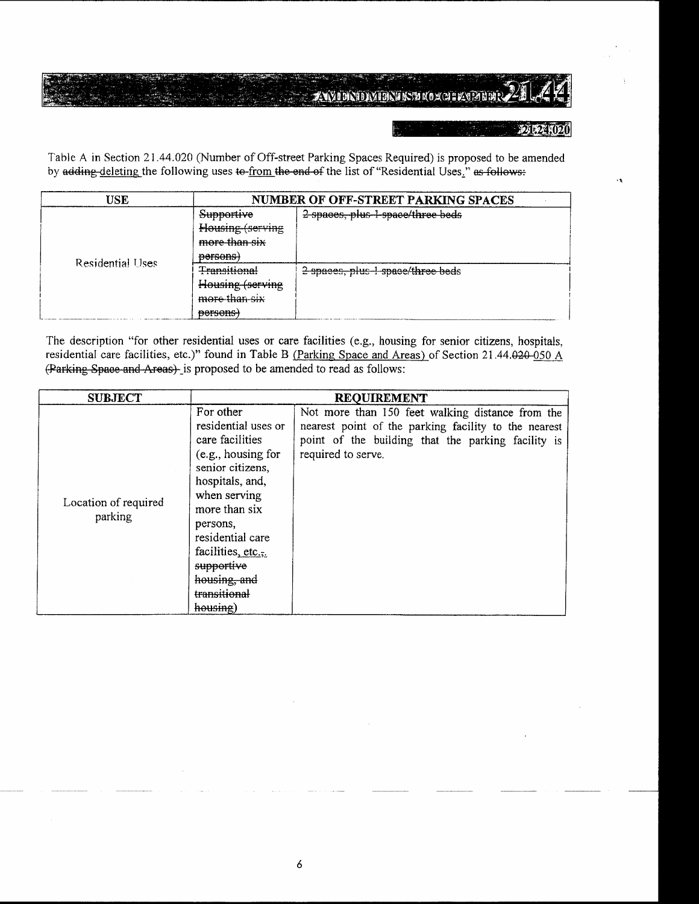# AMENDMENTS TO CHAPTER 21.44

**21.24.020**

Table A in Section 21.44.020 (Number of Off-street Parking Spaces Required) is proposed to be amended by ~~adding~~ deleting the following uses ~~to~~ from ~~the end of~~ the list of "Residential Uses." ~~as follows:~~

| USE | NUMBER OF OFF-STREET PARKING SPACES | |
|---|---|---|
| Residential Uses | ~~Supportive Housing (serving more than six persons)~~ | ~~2 spaces, plus 1 space/three beds~~ |
| | ~~Transitional Housing (serving more than six persons)~~ | ~~2 spaces, plus 1 space/three beds~~ |

The description "for other residential uses or care facilities (e.g., housing for senior citizens, hospitals, residential care facilities, etc.)" found in Table B (Parking Space and Areas) of Section 21.44.~~020~~ 050 A ~~(Parking Space and Areas)~~ is proposed to be amended to read as follows:

| SUBJECT | REQUIREMENT | |
|---|---|---|
| Location of required parking | For other residential uses or care facilities (e.g., housing for senior citizens, hospitals, and, when serving more than six persons, residential care facilities, etc.~~,~~ ~~supportive housing, and transitional housing~~) | Not more than 150 feet walking distance from the nearest point of the parking facility to the nearest point of the building that the parking facility is required to serve. |